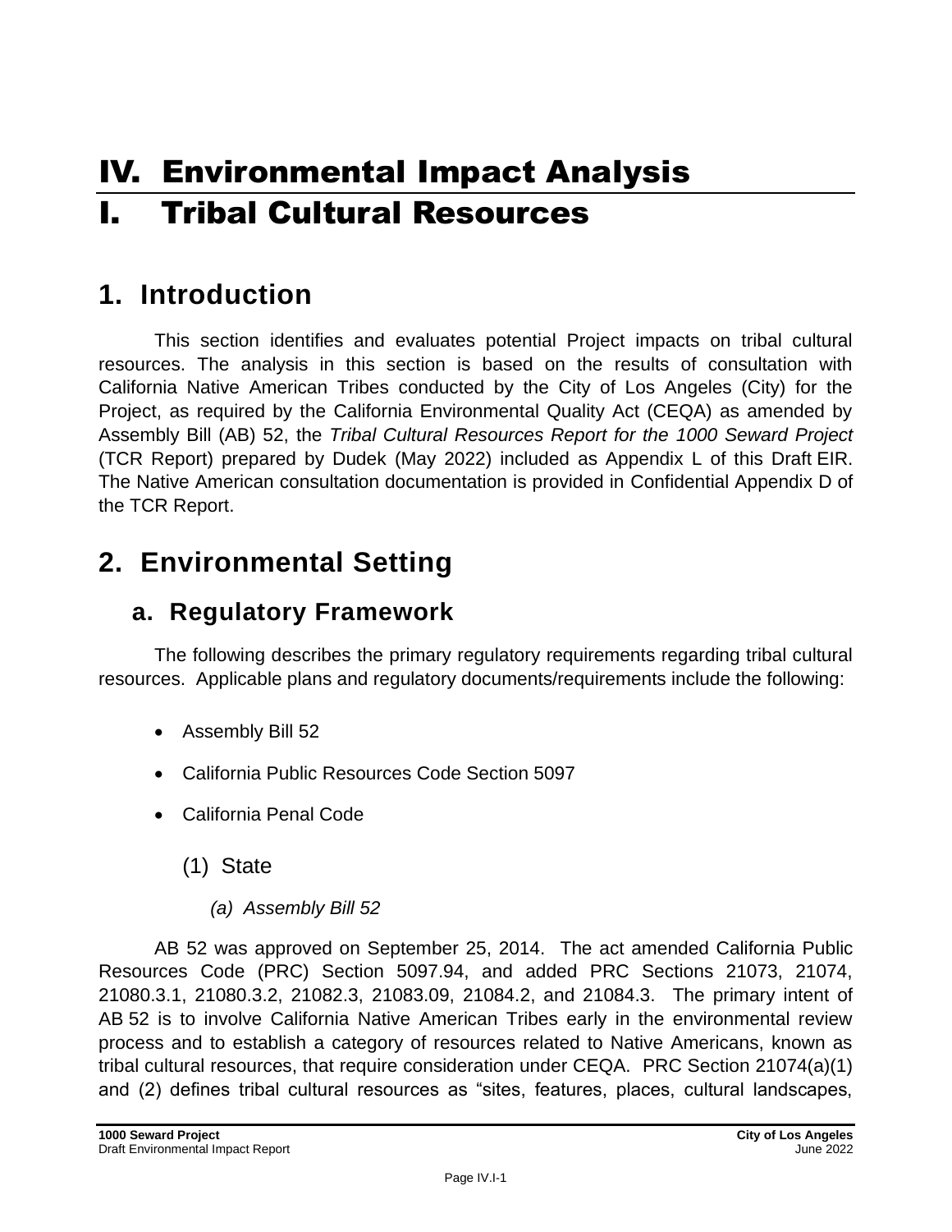# IV. Environmental Impact Analysis

# I. Tribal Cultural Resources

## 1. Introduction

This section identifies and evaluates potential Project impacts on tribal cultural resources. The analysis in this section is based on the results of consultation with California Native American Tribes conducted by the City of Los Angeles (City) for the Project, as required by the California Environmental Quality Act (CEQA) as amended by Assembly Bill (AB) 52, the *Tribal Cultural Resources Report for the 1000 Seward Project* (TCR Report) prepared by Dudek (May 2022) included as Appendix L of this Draft EIR. The Native American consultation documentation is provided in Confidential Appendix D of the TCR Report.

## 2. Environmental Setting

### a. Regulatory Framework

The following describes the primary regulatory requirements regarding tribal cultural resources. Applicable plans and regulatory documents/requirements include the following:

- Assembly Bill 52
- California Public Resources Code Section 5097
- California Penal Code

#### (1) State

##### *(a) Assembly Bill 52*

AB 52 was approved on September 25, 2014. The act amended California Public Resources Code (PRC) Section 5097.94, and added PRC Sections 21073, 21074, 21080.3.1, 21080.3.2, 21082.3, 21083.09, 21084.2, and 21084.3. The primary intent of AB 52 is to involve California Native American Tribes early in the environmental review process and to establish a category of resources related to Native Americans, known as tribal cultural resources, that require consideration under CEQA. PRC Section 21074(a)(1) and (2) defines tribal cultural resources as "sites, features, places, cultural landscapes,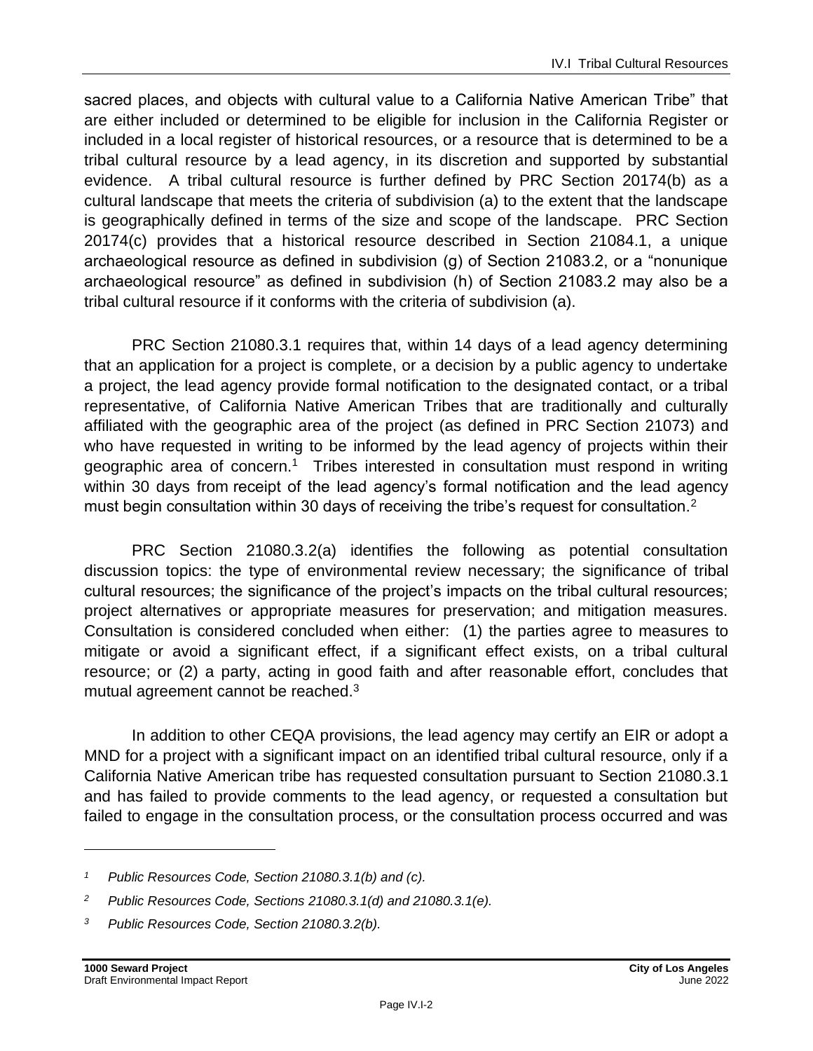sacred places, and objects with cultural value to a California Native American Tribe" that are either included or determined to be eligible for inclusion in the California Register or included in a local register of historical resources, or a resource that is determined to be a tribal cultural resource by a lead agency, in its discretion and supported by substantial evidence. A tribal cultural resource is further defined by PRC Section 20174(b) as a cultural landscape that meets the criteria of subdivision (a) to the extent that the landscape is geographically defined in terms of the size and scope of the landscape. PRC Section 20174(c) provides that a historical resource described in Section 21084.1, a unique archaeological resource as defined in subdivision (g) of Section 21083.2, or a "nonunique archaeological resource" as defined in subdivision (h) of Section 21083.2 may also be a tribal cultural resource if it conforms with the criteria of subdivision (a).

PRC Section 21080.3.1 requires that, within 14 days of a lead agency determining that an application for a project is complete, or a decision by a public agency to undertake a project, the lead agency provide formal notification to the designated contact, or a tribal representative, of California Native American Tribes that are traditionally and culturally affiliated with the geographic area of the project (as defined in PRC Section 21073) and who have requested in writing to be informed by the lead agency of projects within their geographic area of concern.[1] Tribes interested in consultation must respond in writing within 30 days from receipt of the lead agency's formal notification and the lead agency must begin consultation within 30 days of receiving the tribe's request for consultation.[2]

PRC Section 21080.3.2(a) identifies the following as potential consultation discussion topics: the type of environmental review necessary; the significance of tribal cultural resources; the significance of the project's impacts on the tribal cultural resources; project alternatives or appropriate measures for preservation; and mitigation measures. Consultation is considered concluded when either: (1) the parties agree to measures to mitigate or avoid a significant effect, if a significant effect exists, on a tribal cultural resource; or (2) a party, acting in good faith and after reasonable effort, concludes that mutual agreement cannot be reached.[3]

In addition to other CEQA provisions, the lead agency may certify an EIR or adopt a MND for a project with a significant impact on an identified tribal cultural resource, only if a California Native American tribe has requested consultation pursuant to Section 21080.3.1 and has failed to provide comments to the lead agency, or requested a consultation but failed to engage in the consultation process, or the consultation process occurred and was

---

[1] *Public Resources Code, Section 21080.3.1(b) and (c).*

[2] *Public Resources Code, Sections 21080.3.1(d) and 21080.3.1(e).*

[3] *Public Resources Code, Section 21080.3.2(b).*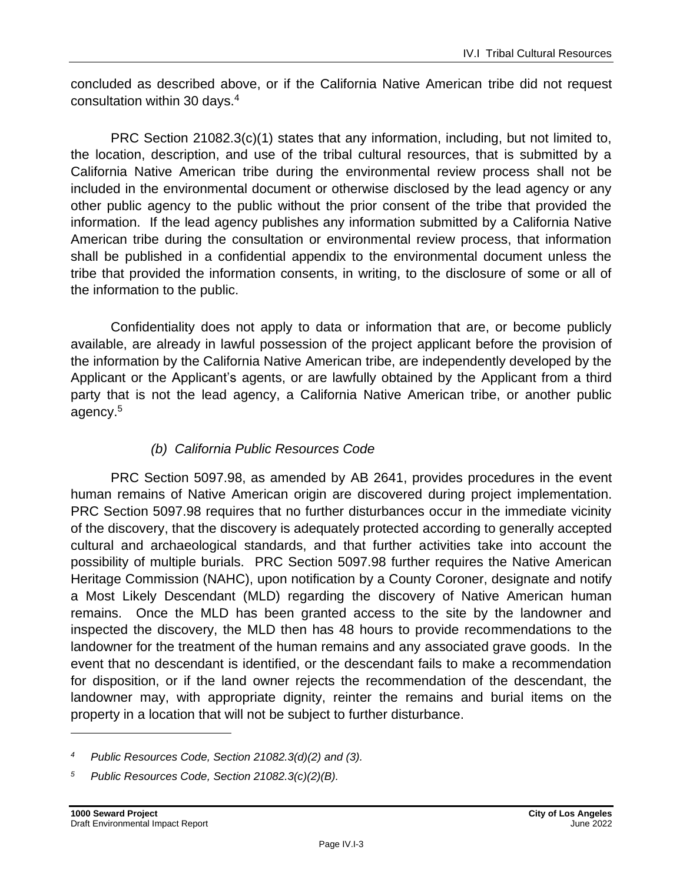concluded as described above, or if the California Native American tribe did not request consultation within 30 days.[4]

PRC Section 21082.3(c)(1) states that any information, including, but not limited to, the location, description, and use of the tribal cultural resources, that is submitted by a California Native American tribe during the environmental review process shall not be included in the environmental document or otherwise disclosed by the lead agency or any other public agency to the public without the prior consent of the tribe that provided the information. If the lead agency publishes any information submitted by a California Native American tribe during the consultation or environmental review process, that information shall be published in a confidential appendix to the environmental document unless the tribe that provided the information consents, in writing, to the disclosure of some or all of the information to the public.

Confidentiality does not apply to data or information that are, or become publicly available, are already in lawful possession of the project applicant before the provision of the information by the California Native American tribe, are independently developed by the Applicant or the Applicant's agents, or are lawfully obtained by the Applicant from a third party that is not the lead agency, a California Native American tribe, or another public agency.[5]

### *(b) California Public Resources Code*

PRC Section 5097.98, as amended by AB 2641, provides procedures in the event human remains of Native American origin are discovered during project implementation. PRC Section 5097.98 requires that no further disturbances occur in the immediate vicinity of the discovery, that the discovery is adequately protected according to generally accepted cultural and archaeological standards, and that further activities take into account the possibility of multiple burials. PRC Section 5097.98 further requires the Native American Heritage Commission (NAHC), upon notification by a County Coroner, designate and notify a Most Likely Descendant (MLD) regarding the discovery of Native American human remains. Once the MLD has been granted access to the site by the landowner and inspected the discovery, the MLD then has 48 hours to provide recommendations to the landowner for the treatment of the human remains and any associated grave goods. In the event that no descendant is identified, or the descendant fails to make a recommendation for disposition, or if the land owner rejects the recommendation of the descendant, the landowner may, with appropriate dignity, reinter the remains and burial items on the property in a location that will not be subject to further disturbance.

---

[4] *Public Resources Code, Section 21082.3(d)(2) and (3).*

[5] *Public Resources Code, Section 21082.3(c)(2)(B).*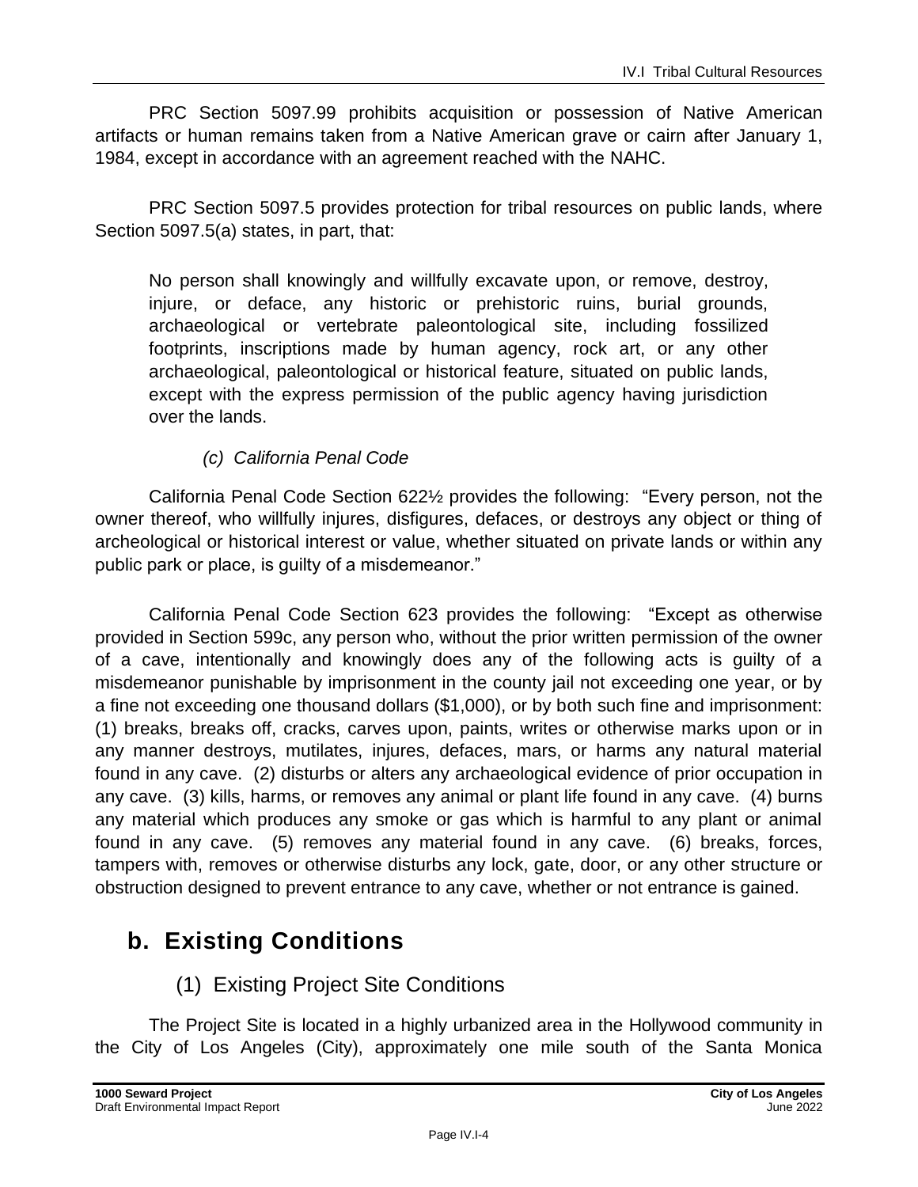PRC Section 5097.99 prohibits acquisition or possession of Native American artifacts or human remains taken from a Native American grave or cairn after January 1, 1984, except in accordance with an agreement reached with the NAHC.

PRC Section 5097.5 provides protection for tribal resources on public lands, where Section 5097.5(a) states, in part, that:

> No person shall knowingly and willfully excavate upon, or remove, destroy, injure, or deface, any historic or prehistoric ruins, burial grounds, archaeological or vertebrate paleontological site, including fossilized footprints, inscriptions made by human agency, rock art, or any other archaeological, paleontological or historical feature, situated on public lands, except with the express permission of the public agency having jurisdiction over the lands.

#### *(c) California Penal Code*

California Penal Code Section 622½ provides the following: "Every person, not the owner thereof, who willfully injures, disfigures, defaces, or destroys any object or thing of archeological or historical interest or value, whether situated on private lands or within any public park or place, is guilty of a misdemeanor."

California Penal Code Section 623 provides the following: "Except as otherwise provided in Section 599c, any person who, without the prior written permission of the owner of a cave, intentionally and knowingly does any of the following acts is guilty of a misdemeanor punishable by imprisonment in the county jail not exceeding one year, or by a fine not exceeding one thousand dollars ($1,000), or by both such fine and imprisonment: (1) breaks, breaks off, cracks, carves upon, paints, writes or otherwise marks upon or in any manner destroys, mutilates, injures, defaces, mars, or harms any natural material found in any cave. (2) disturbs or alters any archaeological evidence of prior occupation in any cave. (3) kills, harms, or removes any animal or plant life found in any cave. (4) burns any material which produces any smoke or gas which is harmful to any plant or animal found in any cave. (5) removes any material found in any cave. (6) breaks, forces, tampers with, removes or otherwise disturbs any lock, gate, door, or any other structure or obstruction designed to prevent entrance to any cave, whether or not entrance is gained.

## b. Existing Conditions

### (1) Existing Project Site Conditions

The Project Site is located in a highly urbanized area in the Hollywood community in the City of Los Angeles (City), approximately one mile south of the Santa Monica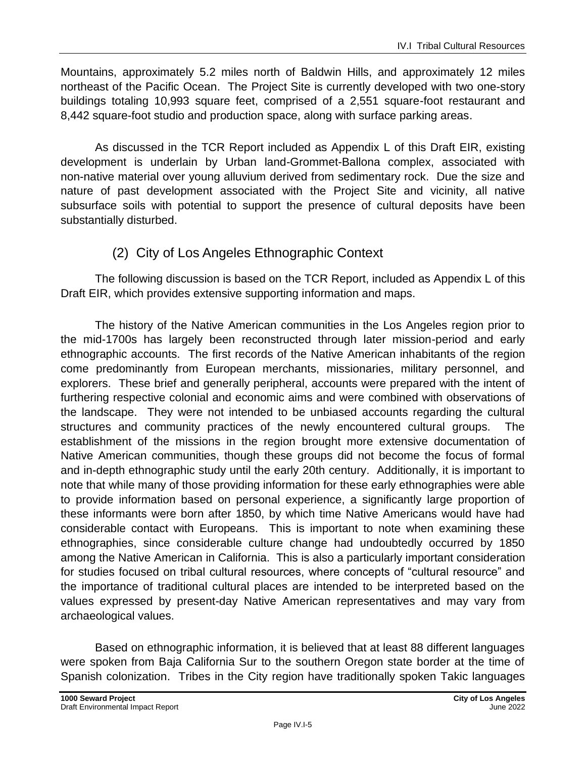Mountains, approximately 5.2 miles north of Baldwin Hills, and approximately 12 miles northeast of the Pacific Ocean. The Project Site is currently developed with two one-story buildings totaling 10,993 square feet, comprised of a 2,551 square-foot restaurant and 8,442 square-foot studio and production space, along with surface parking areas.

As discussed in the TCR Report included as Appendix L of this Draft EIR, existing development is underlain by Urban land-Grommet-Ballona complex, associated with non-native material over young alluvium derived from sedimentary rock. Due the size and nature of past development associated with the Project Site and vicinity, all native subsurface soils with potential to support the presence of cultural deposits have been substantially disturbed.

### (2) City of Los Angeles Ethnographic Context

The following discussion is based on the TCR Report, included as Appendix L of this Draft EIR, which provides extensive supporting information and maps.

The history of the Native American communities in the Los Angeles region prior to the mid-1700s has largely been reconstructed through later mission-period and early ethnographic accounts. The first records of the Native American inhabitants of the region come predominantly from European merchants, missionaries, military personnel, and explorers. These brief and generally peripheral, accounts were prepared with the intent of furthering respective colonial and economic aims and were combined with observations of the landscape. They were not intended to be unbiased accounts regarding the cultural structures and community practices of the newly encountered cultural groups. The establishment of the missions in the region brought more extensive documentation of Native American communities, though these groups did not become the focus of formal and in-depth ethnographic study until the early 20th century. Additionally, it is important to note that while many of those providing information for these early ethnographies were able to provide information based on personal experience, a significantly large proportion of these informants were born after 1850, by which time Native Americans would have had considerable contact with Europeans. This is important to note when examining these ethnographies, since considerable culture change had undoubtedly occurred by 1850 among the Native American in California. This is also a particularly important consideration for studies focused on tribal cultural resources, where concepts of "cultural resource" and the importance of traditional cultural places are intended to be interpreted based on the values expressed by present-day Native American representatives and may vary from archaeological values.

Based on ethnographic information, it is believed that at least 88 different languages were spoken from Baja California Sur to the southern Oregon state border at the time of Spanish colonization. Tribes in the City region have traditionally spoken Takic languages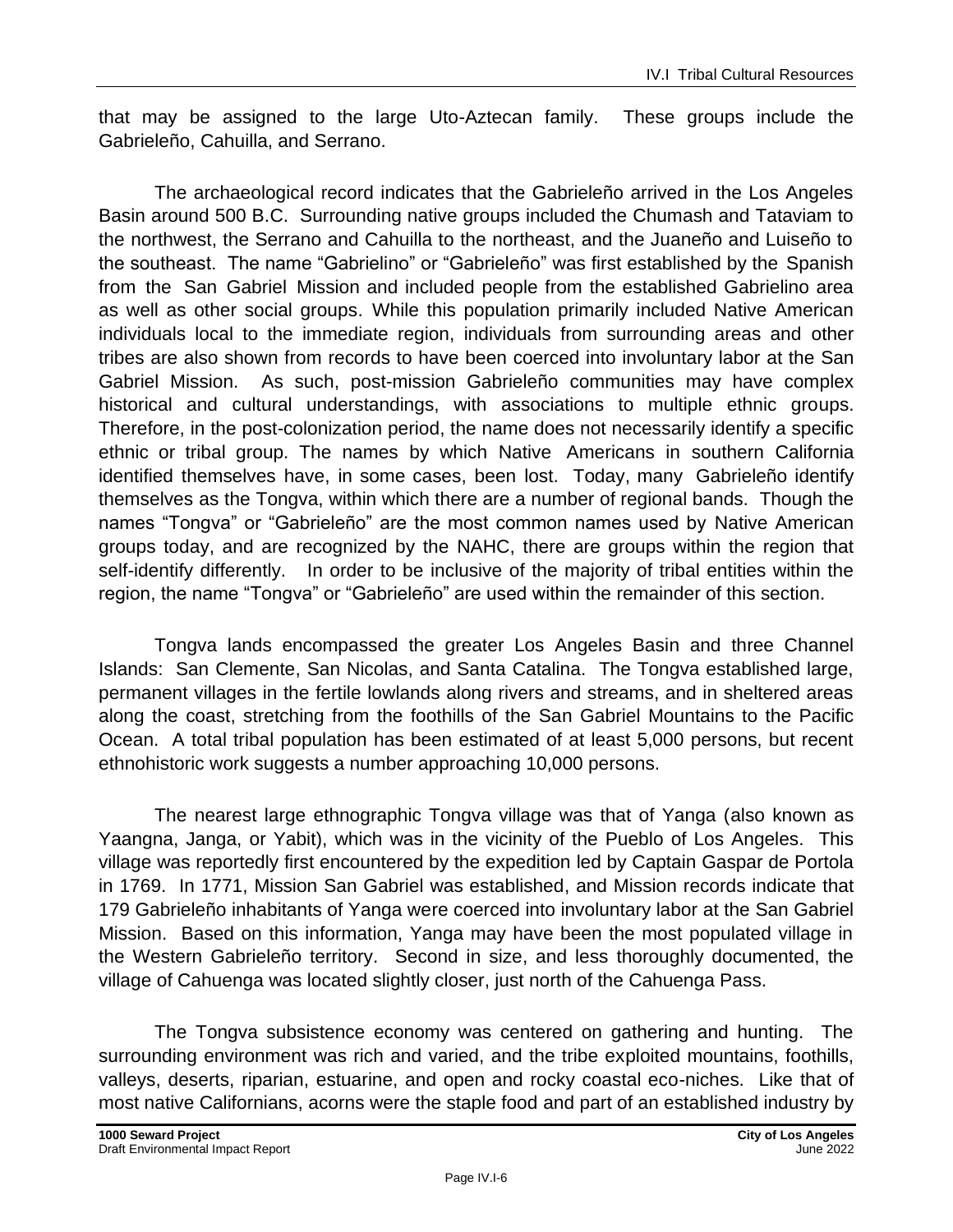that may be assigned to the large Uto-Aztecan family. These groups include the Gabrieleño, Cahuilla, and Serrano.

The archaeological record indicates that the Gabrieleño arrived in the Los Angeles Basin around 500 B.C. Surrounding native groups included the Chumash and Tataviam to the northwest, the Serrano and Cahuilla to the northeast, and the Juaneño and Luiseño to the southeast. The name "Gabrielino" or "Gabrieleño" was first established by the Spanish from the San Gabriel Mission and included people from the established Gabrielino area as well as other social groups. While this population primarily included Native American individuals local to the immediate region, individuals from surrounding areas and other tribes are also shown from records to have been coerced into involuntary labor at the San Gabriel Mission. As such, post-mission Gabrieleño communities may have complex historical and cultural understandings, with associations to multiple ethnic groups. Therefore, in the post-colonization period, the name does not necessarily identify a specific ethnic or tribal group. The names by which Native Americans in southern California identified themselves have, in some cases, been lost. Today, many Gabrieleño identify themselves as the Tongva, within which there are a number of regional bands. Though the names "Tongva" or "Gabrieleño" are the most common names used by Native American groups today, and are recognized by the NAHC, there are groups within the region that self-identify differently. In order to be inclusive of the majority of tribal entities within the region, the name "Tongva" or "Gabrieleño" are used within the remainder of this section.

Tongva lands encompassed the greater Los Angeles Basin and three Channel Islands: San Clemente, San Nicolas, and Santa Catalina. The Tongva established large, permanent villages in the fertile lowlands along rivers and streams, and in sheltered areas along the coast, stretching from the foothills of the San Gabriel Mountains to the Pacific Ocean. A total tribal population has been estimated of at least 5,000 persons, but recent ethnohistoric work suggests a number approaching 10,000 persons.

The nearest large ethnographic Tongva village was that of Yanga (also known as Yaangna, Janga, or Yabit), which was in the vicinity of the Pueblo of Los Angeles. This village was reportedly first encountered by the expedition led by Captain Gaspar de Portola in 1769. In 1771, Mission San Gabriel was established, and Mission records indicate that 179 Gabrieleño inhabitants of Yanga were coerced into involuntary labor at the San Gabriel Mission. Based on this information, Yanga may have been the most populated village in the Western Gabrieleño territory. Second in size, and less thoroughly documented, the village of Cahuenga was located slightly closer, just north of the Cahuenga Pass.

The Tongva subsistence economy was centered on gathering and hunting. The surrounding environment was rich and varied, and the tribe exploited mountains, foothills, valleys, deserts, riparian, estuarine, and open and rocky coastal eco-niches. Like that of most native Californians, acorns were the staple food and part of an established industry by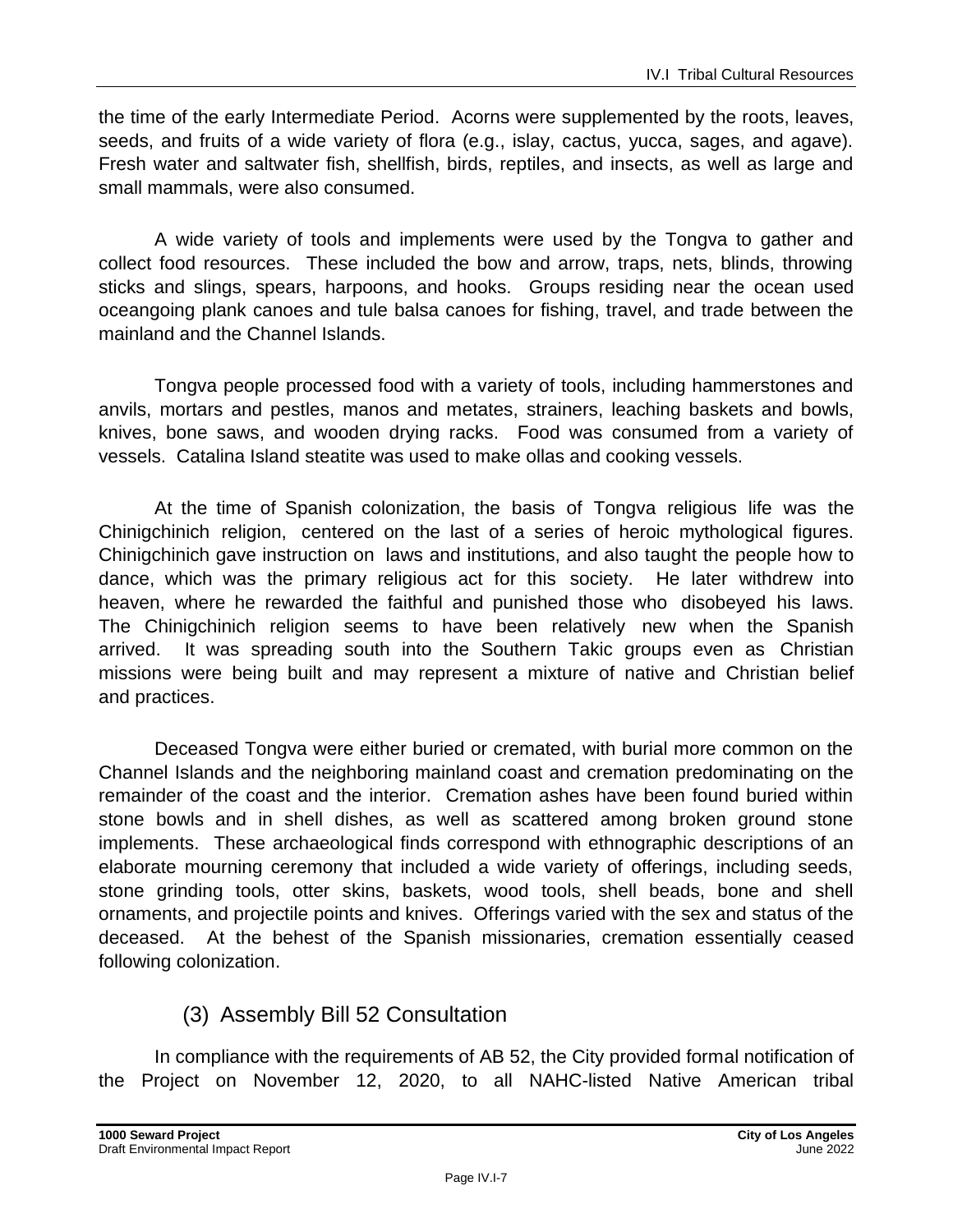the time of the early Intermediate Period. Acorns were supplemented by the roots, leaves, seeds, and fruits of a wide variety of flora (e.g., islay, cactus, yucca, sages, and agave). Fresh water and saltwater fish, shellfish, birds, reptiles, and insects, as well as large and small mammals, were also consumed.

A wide variety of tools and implements were used by the Tongva to gather and collect food resources. These included the bow and arrow, traps, nets, blinds, throwing sticks and slings, spears, harpoons, and hooks. Groups residing near the ocean used oceangoing plank canoes and tule balsa canoes for fishing, travel, and trade between the mainland and the Channel Islands.

Tongva people processed food with a variety of tools, including hammerstones and anvils, mortars and pestles, manos and metates, strainers, leaching baskets and bowls, knives, bone saws, and wooden drying racks. Food was consumed from a variety of vessels. Catalina Island steatite was used to make ollas and cooking vessels.

At the time of Spanish colonization, the basis of Tongva religious life was the Chinigchinich religion, centered on the last of a series of heroic mythological figures. Chinigchinich gave instruction on laws and institutions, and also taught the people how to dance, which was the primary religious act for this society. He later withdrew into heaven, where he rewarded the faithful and punished those who disobeyed his laws. The Chinigchinich religion seems to have been relatively new when the Spanish arrived. It was spreading south into the Southern Takic groups even as Christian missions were being built and may represent a mixture of native and Christian belief and practices.

Deceased Tongva were either buried or cremated, with burial more common on the Channel Islands and the neighboring mainland coast and cremation predominating on the remainder of the coast and the interior. Cremation ashes have been found buried within stone bowls and in shell dishes, as well as scattered among broken ground stone implements. These archaeological finds correspond with ethnographic descriptions of an elaborate mourning ceremony that included a wide variety of offerings, including seeds, stone grinding tools, otter skins, baskets, wood tools, shell beads, bone and shell ornaments, and projectile points and knives. Offerings varied with the sex and status of the deceased. At the behest of the Spanish missionaries, cremation essentially ceased following colonization.

### (3) Assembly Bill 52 Consultation

In compliance with the requirements of AB 52, the City provided formal notification of the Project on November 12, 2020, to all NAHC-listed Native American tribal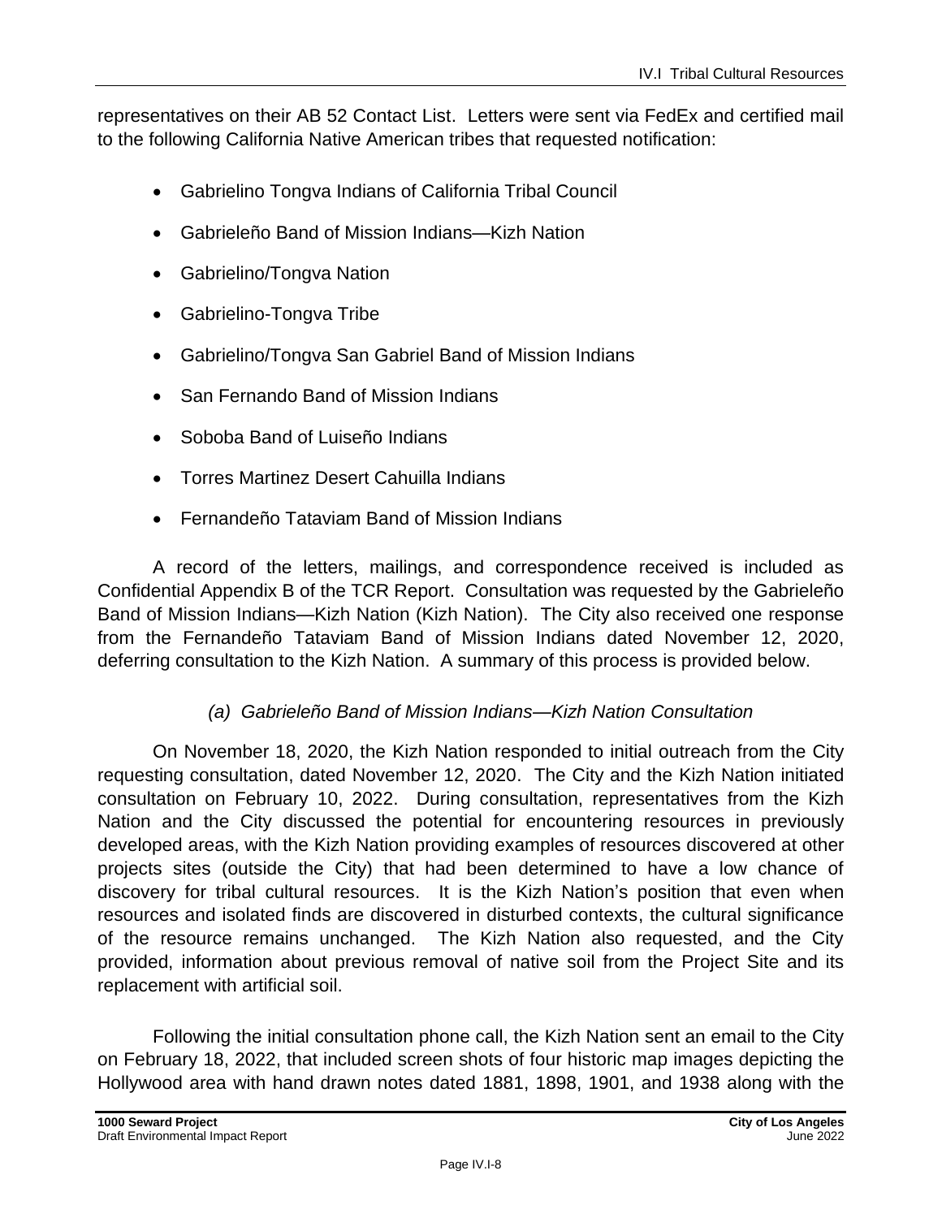representatives on their AB 52 Contact List. Letters were sent via FedEx and certified mail to the following California Native American tribes that requested notification:

- Gabrielino Tongva Indians of California Tribal Council
- Gabrieleño Band of Mission Indians—Kizh Nation
- Gabrielino/Tongva Nation
- Gabrielino-Tongva Tribe
- Gabrielino/Tongva San Gabriel Band of Mission Indians
- San Fernando Band of Mission Indians
- Soboba Band of Luiseño Indians
- Torres Martinez Desert Cahuilla Indians
- Fernandeño Tataviam Band of Mission Indians

A record of the letters, mailings, and correspondence received is included as Confidential Appendix B of the TCR Report. Consultation was requested by the Gabrieleño Band of Mission Indians—Kizh Nation (Kizh Nation). The City also received one response from the Fernandeño Tataviam Band of Mission Indians dated November 12, 2020, deferring consultation to the Kizh Nation. A summary of this process is provided below.

*(a) Gabrieleño Band of Mission Indians—Kizh Nation Consultation*

On November 18, 2020, the Kizh Nation responded to initial outreach from the City requesting consultation, dated November 12, 2020. The City and the Kizh Nation initiated consultation on February 10, 2022. During consultation, representatives from the Kizh Nation and the City discussed the potential for encountering resources in previously developed areas, with the Kizh Nation providing examples of resources discovered at other projects sites (outside the City) that had been determined to have a low chance of discovery for tribal cultural resources. It is the Kizh Nation's position that even when resources and isolated finds are discovered in disturbed contexts, the cultural significance of the resource remains unchanged. The Kizh Nation also requested, and the City provided, information about previous removal of native soil from the Project Site and its replacement with artificial soil.

Following the initial consultation phone call, the Kizh Nation sent an email to the City on February 18, 2022, that included screen shots of four historic map images depicting the Hollywood area with hand drawn notes dated 1881, 1898, 1901, and 1938 along with the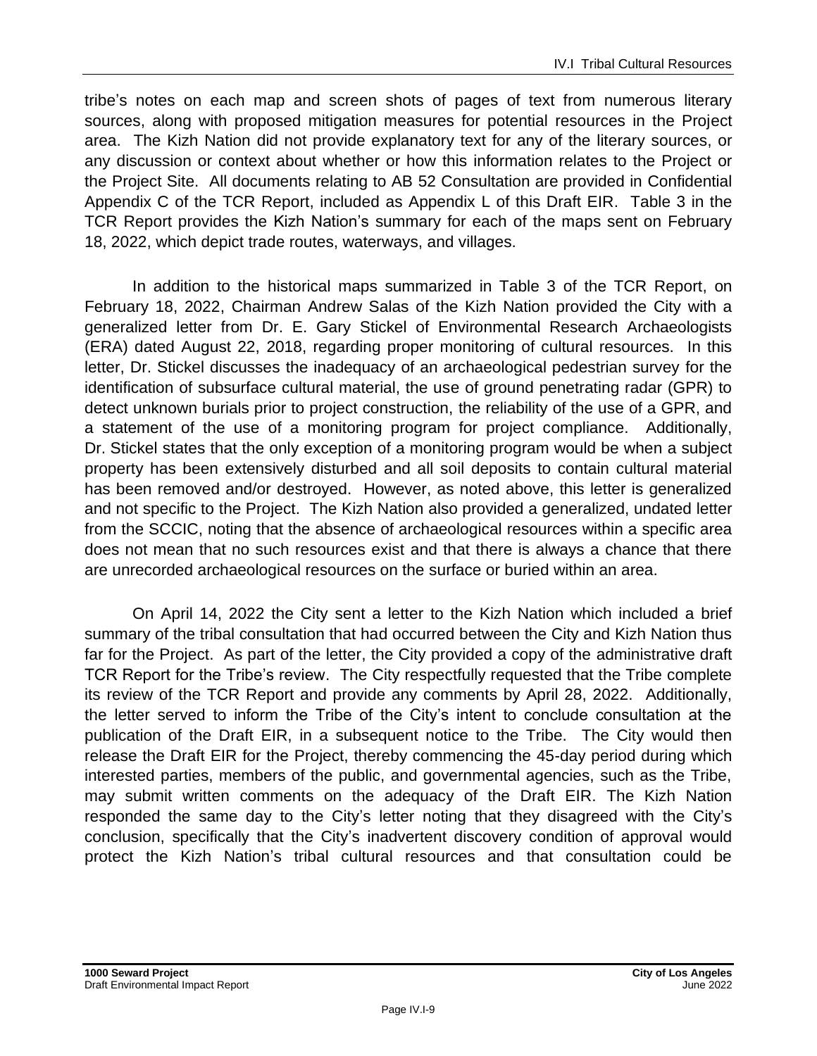tribe's notes on each map and screen shots of pages of text from numerous literary sources, along with proposed mitigation measures for potential resources in the Project area. The Kizh Nation did not provide explanatory text for any of the literary sources, or any discussion or context about whether or how this information relates to the Project or the Project Site. All documents relating to AB 52 Consultation are provided in Confidential Appendix C of the TCR Report, included as Appendix L of this Draft EIR. Table 3 in the TCR Report provides the Kizh Nation's summary for each of the maps sent on February 18, 2022, which depict trade routes, waterways, and villages.

In addition to the historical maps summarized in Table 3 of the TCR Report, on February 18, 2022, Chairman Andrew Salas of the Kizh Nation provided the City with a generalized letter from Dr. E. Gary Stickel of Environmental Research Archaeologists (ERA) dated August 22, 2018, regarding proper monitoring of cultural resources. In this letter, Dr. Stickel discusses the inadequacy of an archaeological pedestrian survey for the identification of subsurface cultural material, the use of ground penetrating radar (GPR) to detect unknown burials prior to project construction, the reliability of the use of a GPR, and a statement of the use of a monitoring program for project compliance. Additionally, Dr. Stickel states that the only exception of a monitoring program would be when a subject property has been extensively disturbed and all soil deposits to contain cultural material has been removed and/or destroyed. However, as noted above, this letter is generalized and not specific to the Project. The Kizh Nation also provided a generalized, undated letter from the SCCIC, noting that the absence of archaeological resources within a specific area does not mean that no such resources exist and that there is always a chance that there are unrecorded archaeological resources on the surface or buried within an area.

On April 14, 2022 the City sent a letter to the Kizh Nation which included a brief summary of the tribal consultation that had occurred between the City and Kizh Nation thus far for the Project. As part of the letter, the City provided a copy of the administrative draft TCR Report for the Tribe's review. The City respectfully requested that the Tribe complete its review of the TCR Report and provide any comments by April 28, 2022. Additionally, the letter served to inform the Tribe of the City's intent to conclude consultation at the publication of the Draft EIR, in a subsequent notice to the Tribe. The City would then release the Draft EIR for the Project, thereby commencing the 45-day period during which interested parties, members of the public, and governmental agencies, such as the Tribe, may submit written comments on the adequacy of the Draft EIR. The Kizh Nation responded the same day to the City's letter noting that they disagreed with the City's conclusion, specifically that the City's inadvertent discovery condition of approval would protect the Kizh Nation's tribal cultural resources and that consultation could be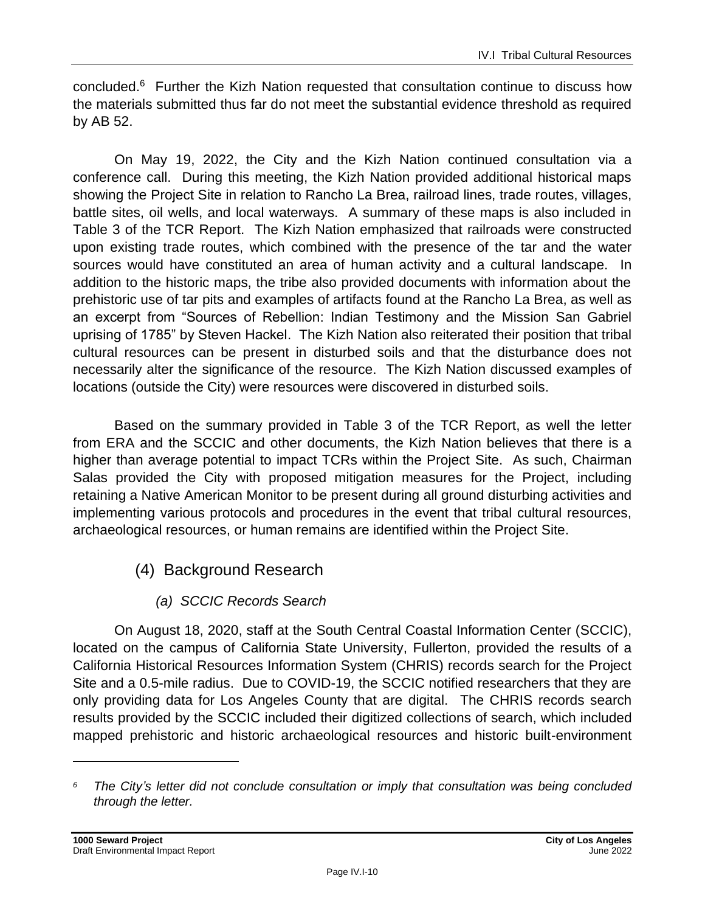concluded.[6] Further the Kizh Nation requested that consultation continue to discuss how the materials submitted thus far do not meet the substantial evidence threshold as required by AB 52.

On May 19, 2022, the City and the Kizh Nation continued consultation via a conference call. During this meeting, the Kizh Nation provided additional historical maps showing the Project Site in relation to Rancho La Brea, railroad lines, trade routes, villages, battle sites, oil wells, and local waterways. A summary of these maps is also included in Table 3 of the TCR Report. The Kizh Nation emphasized that railroads were constructed upon existing trade routes, which combined with the presence of the tar and the water sources would have constituted an area of human activity and a cultural landscape. In addition to the historic maps, the tribe also provided documents with information about the prehistoric use of tar pits and examples of artifacts found at the Rancho La Brea, as well as an excerpt from "Sources of Rebellion: Indian Testimony and the Mission San Gabriel uprising of 1785" by Steven Hackel. The Kizh Nation also reiterated their position that tribal cultural resources can be present in disturbed soils and that the disturbance does not necessarily alter the significance of the resource. The Kizh Nation discussed examples of locations (outside the City) were resources were discovered in disturbed soils.

Based on the summary provided in Table 3 of the TCR Report, as well the letter from ERA and the SCCIC and other documents, the Kizh Nation believes that there is a higher than average potential to impact TCRs within the Project Site. As such, Chairman Salas provided the City with proposed mitigation measures for the Project, including retaining a Native American Monitor to be present during all ground disturbing activities and implementing various protocols and procedures in the event that tribal cultural resources, archaeological resources, or human remains are identified within the Project Site.

## (4) Background Research

### *(a) SCCIC Records Search*

On August 18, 2020, staff at the South Central Coastal Information Center (SCCIC), located on the campus of California State University, Fullerton, provided the results of a California Historical Resources Information System (CHRIS) records search for the Project Site and a 0.5-mile radius. Due to COVID-19, the SCCIC notified researchers that they are only providing data for Los Angeles County that are digital. The CHRIS records search results provided by the SCCIC included their digitized collections of search, which included mapped prehistoric and historic archaeological resources and historic built-environment

---

[6] *The City's letter did not conclude consultation or imply that consultation was being concluded through the letter.*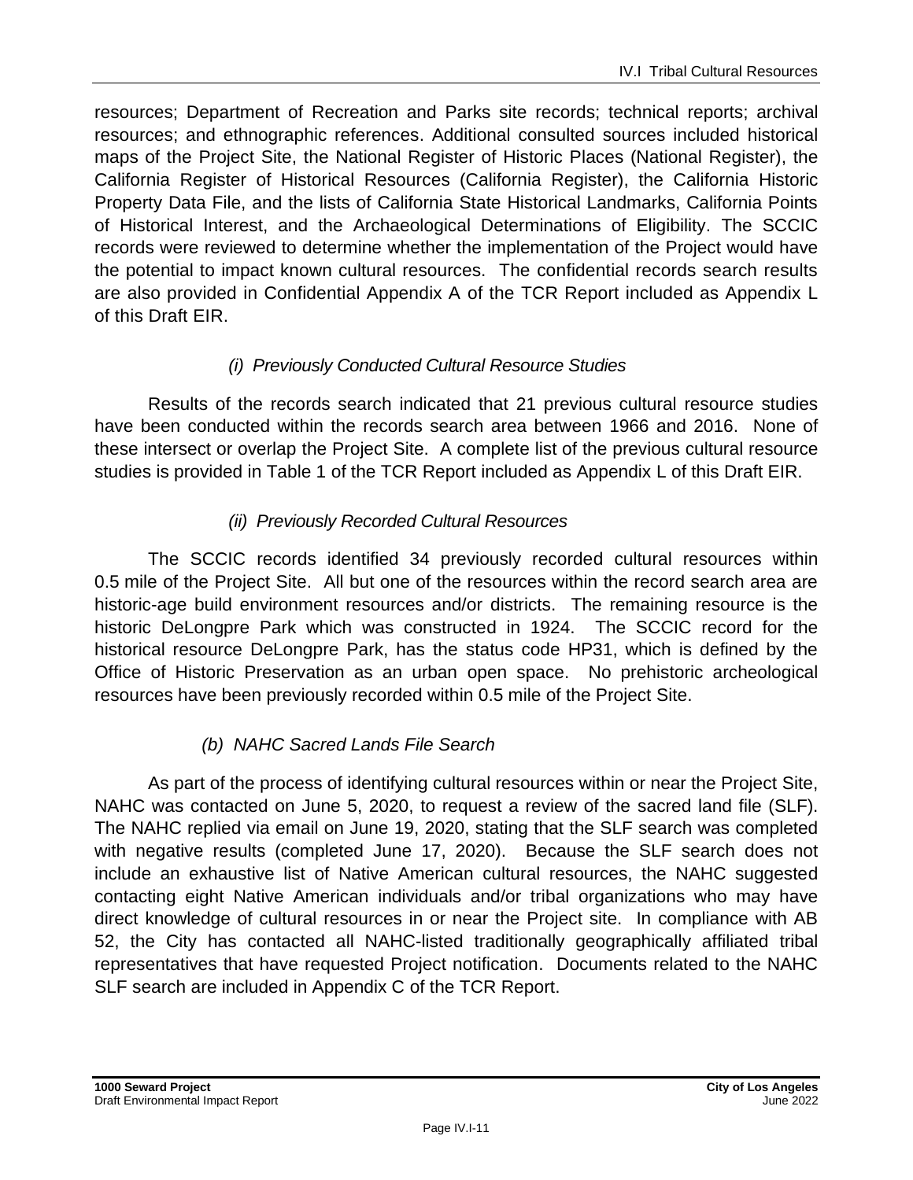resources; Department of Recreation and Parks site records; technical reports; archival resources; and ethnographic references. Additional consulted sources included historical maps of the Project Site, the National Register of Historic Places (National Register), the California Register of Historical Resources (California Register), the California Historic Property Data File, and the lists of California State Historical Landmarks, California Points of Historical Interest, and the Archaeological Determinations of Eligibility. The SCCIC records were reviewed to determine whether the implementation of the Project would have the potential to impact known cultural resources. The confidential records search results are also provided in Confidential Appendix A of the TCR Report included as Appendix L of this Draft EIR.

*(i) Previously Conducted Cultural Resource Studies*

Results of the records search indicated that 21 previous cultural resource studies have been conducted within the records search area between 1966 and 2016. None of these intersect or overlap the Project Site. A complete list of the previous cultural resource studies is provided in Table 1 of the TCR Report included as Appendix L of this Draft EIR.

*(ii) Previously Recorded Cultural Resources*

The SCCIC records identified 34 previously recorded cultural resources within 0.5 mile of the Project Site. All but one of the resources within the record search area are historic-age build environment resources and/or districts. The remaining resource is the historic DeLongpre Park which was constructed in 1924. The SCCIC record for the historical resource DeLongpre Park, has the status code HP31, which is defined by the Office of Historic Preservation as an urban open space. No prehistoric archeological resources have been previously recorded within 0.5 mile of the Project Site.

*(b) NAHC Sacred Lands File Search*

As part of the process of identifying cultural resources within or near the Project Site, NAHC was contacted on June 5, 2020, to request a review of the sacred land file (SLF). The NAHC replied via email on June 19, 2020, stating that the SLF search was completed with negative results (completed June 17, 2020). Because the SLF search does not include an exhaustive list of Native American cultural resources, the NAHC suggested contacting eight Native American individuals and/or tribal organizations who may have direct knowledge of cultural resources in or near the Project site. In compliance with AB 52, the City has contacted all NAHC-listed traditionally geographically affiliated tribal representatives that have requested Project notification. Documents related to the NAHC SLF search are included in Appendix C of the TCR Report.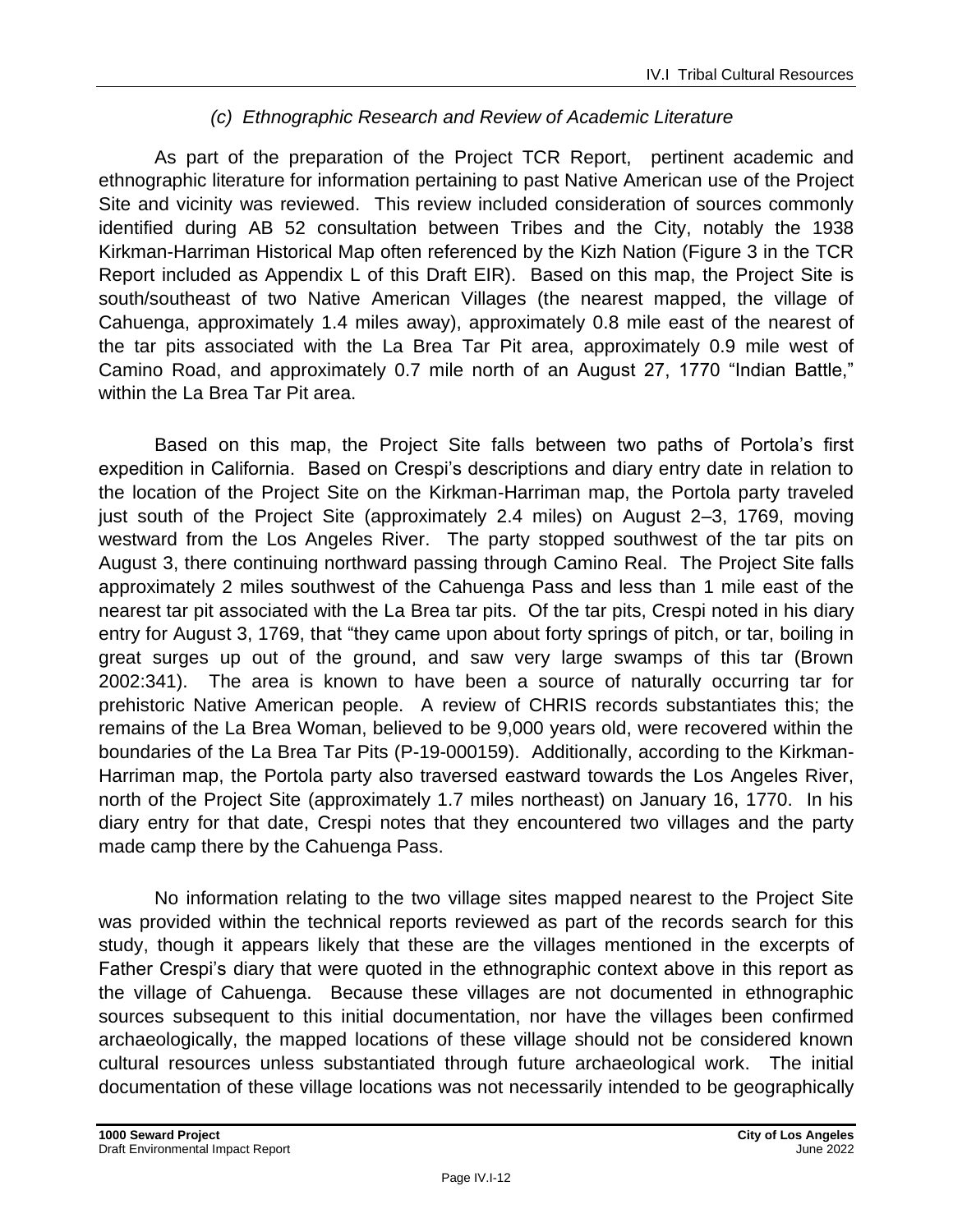### *(c) Ethnographic Research and Review of Academic Literature*

As part of the preparation of the Project TCR Report, pertinent academic and ethnographic literature for information pertaining to past Native American use of the Project Site and vicinity was reviewed. This review included consideration of sources commonly identified during AB 52 consultation between Tribes and the City, notably the 1938 Kirkman-Harriman Historical Map often referenced by the Kizh Nation (Figure 3 in the TCR Report included as Appendix L of this Draft EIR). Based on this map, the Project Site is south/southeast of two Native American Villages (the nearest mapped, the village of Cahuenga, approximately 1.4 miles away), approximately 0.8 mile east of the nearest of the tar pits associated with the La Brea Tar Pit area, approximately 0.9 mile west of Camino Road, and approximately 0.7 mile north of an August 27, 1770 "Indian Battle," within the La Brea Tar Pit area.

Based on this map, the Project Site falls between two paths of Portola's first expedition in California. Based on Crespi's descriptions and diary entry date in relation to the location of the Project Site on the Kirkman-Harriman map, the Portola party traveled just south of the Project Site (approximately 2.4 miles) on August 2–3, 1769, moving westward from the Los Angeles River. The party stopped southwest of the tar pits on August 3, there continuing northward passing through Camino Real. The Project Site falls approximately 2 miles southwest of the Cahuenga Pass and less than 1 mile east of the nearest tar pit associated with the La Brea tar pits. Of the tar pits, Crespi noted in his diary entry for August 3, 1769, that "they came upon about forty springs of pitch, or tar, boiling in great surges up out of the ground, and saw very large swamps of this tar (Brown 2002:341). The area is known to have been a source of naturally occurring tar for prehistoric Native American people. A review of CHRIS records substantiates this; the remains of the La Brea Woman, believed to be 9,000 years old, were recovered within the boundaries of the La Brea Tar Pits (P-19-000159). Additionally, according to the Kirkman-Harriman map, the Portola party also traversed eastward towards the Los Angeles River, north of the Project Site (approximately 1.7 miles northeast) on January 16, 1770. In his diary entry for that date, Crespi notes that they encountered two villages and the party made camp there by the Cahuenga Pass.

No information relating to the two village sites mapped nearest to the Project Site was provided within the technical reports reviewed as part of the records search for this study, though it appears likely that these are the villages mentioned in the excerpts of Father Crespi's diary that were quoted in the ethnographic context above in this report as the village of Cahuenga. Because these villages are not documented in ethnographic sources subsequent to this initial documentation, nor have the villages been confirmed archaeologically, the mapped locations of these village should not be considered known cultural resources unless substantiated through future archaeological work. The initial documentation of these village locations was not necessarily intended to be geographically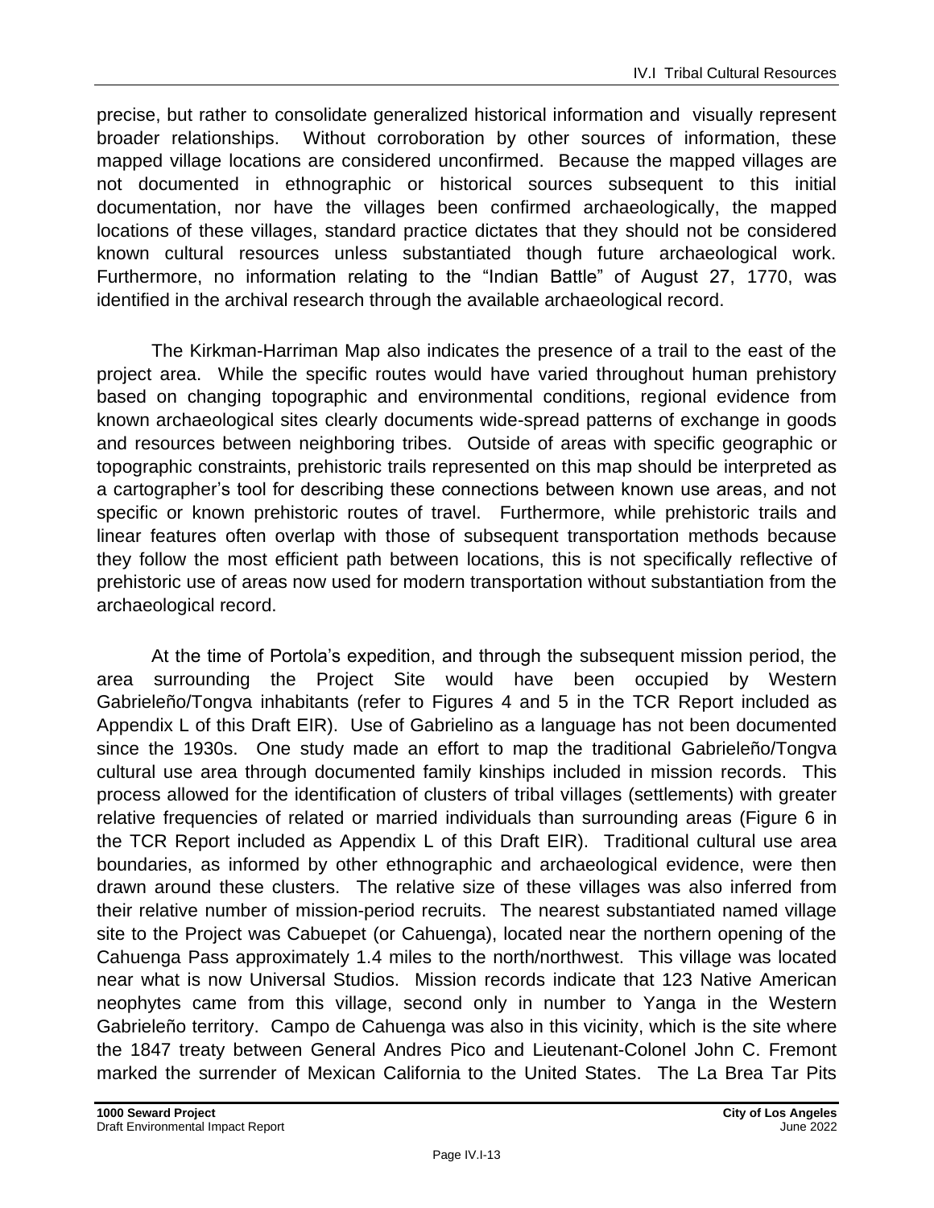precise, but rather to consolidate generalized historical information and visually represent broader relationships. Without corroboration by other sources of information, these mapped village locations are considered unconfirmed. Because the mapped villages are not documented in ethnographic or historical sources subsequent to this initial documentation, nor have the villages been confirmed archaeologically, the mapped locations of these villages, standard practice dictates that they should not be considered known cultural resources unless substantiated though future archaeological work. Furthermore, no information relating to the "Indian Battle" of August 27, 1770, was identified in the archival research through the available archaeological record.

The Kirkman-Harriman Map also indicates the presence of a trail to the east of the project area. While the specific routes would have varied throughout human prehistory based on changing topographic and environmental conditions, regional evidence from known archaeological sites clearly documents wide-spread patterns of exchange in goods and resources between neighboring tribes. Outside of areas with specific geographic or topographic constraints, prehistoric trails represented on this map should be interpreted as a cartographer's tool for describing these connections between known use areas, and not specific or known prehistoric routes of travel. Furthermore, while prehistoric trails and linear features often overlap with those of subsequent transportation methods because they follow the most efficient path between locations, this is not specifically reflective of prehistoric use of areas now used for modern transportation without substantiation from the archaeological record.

At the time of Portola's expedition, and through the subsequent mission period, the area surrounding the Project Site would have been occupied by Western Gabrieleño/Tongva inhabitants (refer to Figures 4 and 5 in the TCR Report included as Appendix L of this Draft EIR). Use of Gabrielino as a language has not been documented since the 1930s. One study made an effort to map the traditional Gabrieleño/Tongva cultural use area through documented family kinships included in mission records. This process allowed for the identification of clusters of tribal villages (settlements) with greater relative frequencies of related or married individuals than surrounding areas (Figure 6 in the TCR Report included as Appendix L of this Draft EIR). Traditional cultural use area boundaries, as informed by other ethnographic and archaeological evidence, were then drawn around these clusters. The relative size of these villages was also inferred from their relative number of mission-period recruits. The nearest substantiated named village site to the Project was Cabuepet (or Cahuenga), located near the northern opening of the Cahuenga Pass approximately 1.4 miles to the north/northwest. This village was located near what is now Universal Studios. Mission records indicate that 123 Native American neophytes came from this village, second only in number to Yanga in the Western Gabrieleño territory. Campo de Cahuenga was also in this vicinity, which is the site where the 1847 treaty between General Andres Pico and Lieutenant-Colonel John C. Fremont marked the surrender of Mexican California to the United States. The La Brea Tar Pits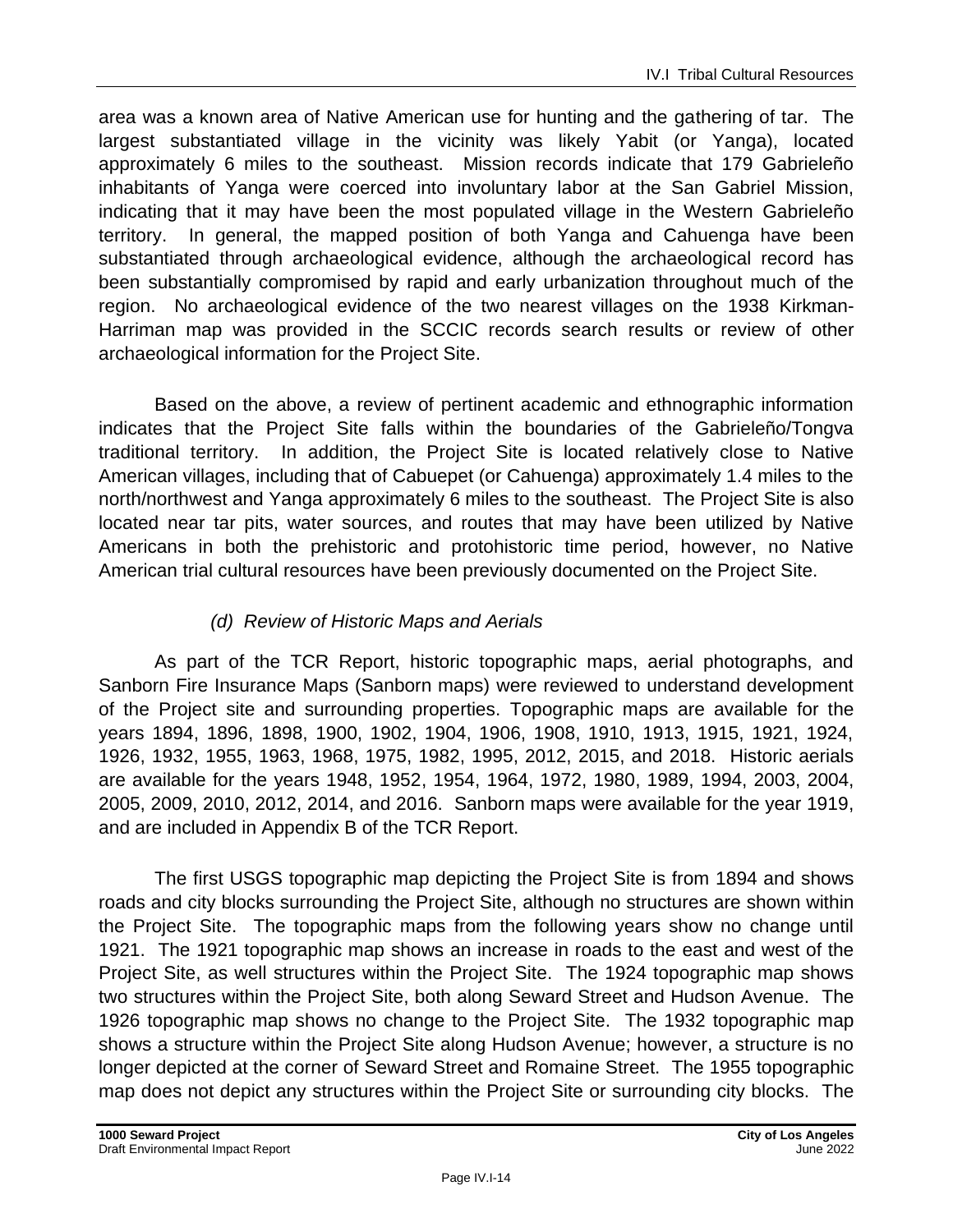area was a known area of Native American use for hunting and the gathering of tar. The largest substantiated village in the vicinity was likely Yabit (or Yanga), located approximately 6 miles to the southeast. Mission records indicate that 179 Gabrieleño inhabitants of Yanga were coerced into involuntary labor at the San Gabriel Mission, indicating that it may have been the most populated village in the Western Gabrieleño territory. In general, the mapped position of both Yanga and Cahuenga have been substantiated through archaeological evidence, although the archaeological record has been substantially compromised by rapid and early urbanization throughout much of the region. No archaeological evidence of the two nearest villages on the 1938 Kirkman-Harriman map was provided in the SCCIC records search results or review of other archaeological information for the Project Site.

Based on the above, a review of pertinent academic and ethnographic information indicates that the Project Site falls within the boundaries of the Gabrieleño/Tongva traditional territory. In addition, the Project Site is located relatively close to Native American villages, including that of Cabuepet (or Cahuenga) approximately 1.4 miles to the north/northwest and Yanga approximately 6 miles to the southeast. The Project Site is also located near tar pits, water sources, and routes that may have been utilized by Native Americans in both the prehistoric and protohistoric time period, however, no Native American trial cultural resources have been previously documented on the Project Site.

*(d) Review of Historic Maps and Aerials*

As part of the TCR Report, historic topographic maps, aerial photographs, and Sanborn Fire Insurance Maps (Sanborn maps) were reviewed to understand development of the Project site and surrounding properties. Topographic maps are available for the years 1894, 1896, 1898, 1900, 1902, 1904, 1906, 1908, 1910, 1913, 1915, 1921, 1924, 1926, 1932, 1955, 1963, 1968, 1975, 1982, 1995, 2012, 2015, and 2018. Historic aerials are available for the years 1948, 1952, 1954, 1964, 1972, 1980, 1989, 1994, 2003, 2004, 2005, 2009, 2010, 2012, 2014, and 2016. Sanborn maps were available for the year 1919, and are included in Appendix B of the TCR Report.

The first USGS topographic map depicting the Project Site is from 1894 and shows roads and city blocks surrounding the Project Site, although no structures are shown within the Project Site. The topographic maps from the following years show no change until 1921. The 1921 topographic map shows an increase in roads to the east and west of the Project Site, as well structures within the Project Site. The 1924 topographic map shows two structures within the Project Site, both along Seward Street and Hudson Avenue. The 1926 topographic map shows no change to the Project Site. The 1932 topographic map shows a structure within the Project Site along Hudson Avenue; however, a structure is no longer depicted at the corner of Seward Street and Romaine Street. The 1955 topographic map does not depict any structures within the Project Site or surrounding city blocks. The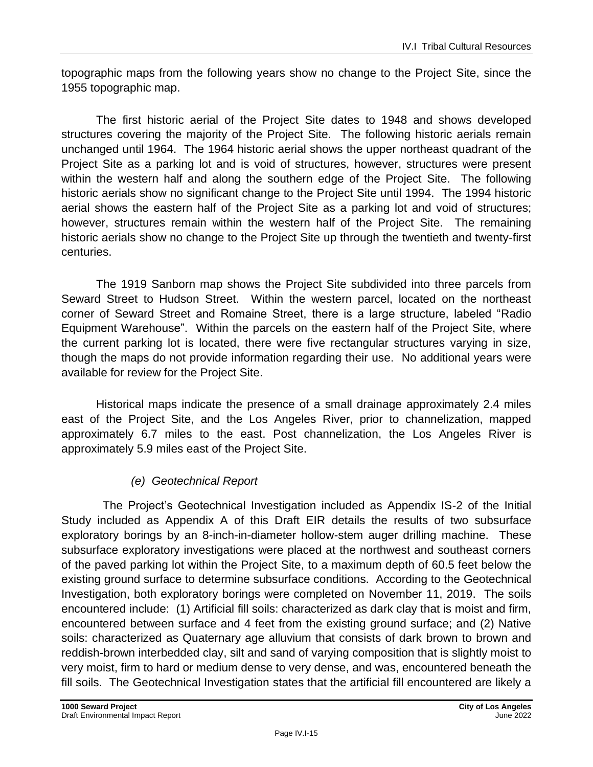topographic maps from the following years show no change to the Project Site, since the 1955 topographic map.

The first historic aerial of the Project Site dates to 1948 and shows developed structures covering the majority of the Project Site. The following historic aerials remain unchanged until 1964. The 1964 historic aerial shows the upper northeast quadrant of the Project Site as a parking lot and is void of structures, however, structures were present within the western half and along the southern edge of the Project Site. The following historic aerials show no significant change to the Project Site until 1994. The 1994 historic aerial shows the eastern half of the Project Site as a parking lot and void of structures; however, structures remain within the western half of the Project Site. The remaining historic aerials show no change to the Project Site up through the twentieth and twenty-first centuries.

The 1919 Sanborn map shows the Project Site subdivided into three parcels from Seward Street to Hudson Street. Within the western parcel, located on the northeast corner of Seward Street and Romaine Street, there is a large structure, labeled "Radio Equipment Warehouse". Within the parcels on the eastern half of the Project Site, where the current parking lot is located, there were five rectangular structures varying in size, though the maps do not provide information regarding their use. No additional years were available for review for the Project Site.

Historical maps indicate the presence of a small drainage approximately 2.4 miles east of the Project Site, and the Los Angeles River, prior to channelization, mapped approximately 6.7 miles to the east. Post channelization, the Los Angeles River is approximately 5.9 miles east of the Project Site.

#### *(e) Geotechnical Report*

The Project's Geotechnical Investigation included as Appendix IS-2 of the Initial Study included as Appendix A of this Draft EIR details the results of two subsurface exploratory borings by an 8-inch-in-diameter hollow-stem auger drilling machine. These subsurface exploratory investigations were placed at the northwest and southeast corners of the paved parking lot within the Project Site, to a maximum depth of 60.5 feet below the existing ground surface to determine subsurface conditions. According to the Geotechnical Investigation, both exploratory borings were completed on November 11, 2019. The soils encountered include: (1) Artificial fill soils: characterized as dark clay that is moist and firm, encountered between surface and 4 feet from the existing ground surface; and (2) Native soils: characterized as Quaternary age alluvium that consists of dark brown to brown and reddish-brown interbedded clay, silt and sand of varying composition that is slightly moist to very moist, firm to hard or medium dense to very dense, and was, encountered beneath the fill soils. The Geotechnical Investigation states that the artificial fill encountered are likely a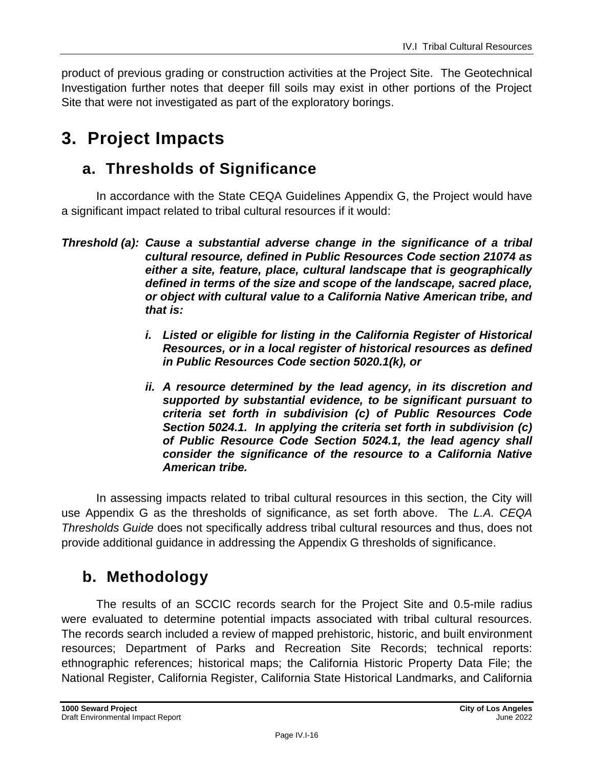product of previous grading or construction activities at the Project Site. The Geotechnical Investigation further notes that deeper fill soils may exist in other portions of the Project Site that were not investigated as part of the exploratory borings.

# 3. Project Impacts

## a. Thresholds of Significance

In accordance with the State CEQA Guidelines Appendix G, the Project would have a significant impact related to tribal cultural resources if it would:

***Threshold (a): Cause a substantial adverse change in the significance of a tribal cultural resource, defined in Public Resources Code section 21074 as either a site, feature, place, cultural landscape that is geographically defined in terms of the size and scope of the landscape, sacred place, or object with cultural value to a California Native American tribe, and that is:***

***i. Listed or eligible for listing in the California Register of Historical Resources, or in a local register of historical resources as defined in Public Resources Code section 5020.1(k), or***

***ii. A resource determined by the lead agency, in its discretion and supported by substantial evidence, to be significant pursuant to criteria set forth in subdivision (c) of Public Resources Code Section 5024.1. In applying the criteria set forth in subdivision (c) of Public Resource Code Section 5024.1, the lead agency shall consider the significance of the resource to a California Native American tribe.***

In assessing impacts related to tribal cultural resources in this section, the City will use Appendix G as the thresholds of significance, as set forth above. The *L.A. CEQA Thresholds Guide* does not specifically address tribal cultural resources and thus, does not provide additional guidance in addressing the Appendix G thresholds of significance.

## b. Methodology

The results of an SCCIC records search for the Project Site and 0.5-mile radius were evaluated to determine potential impacts associated with tribal cultural resources. The records search included a review of mapped prehistoric, historic, and built environment resources; Department of Parks and Recreation Site Records; technical reports: ethnographic references; historical maps; the California Historic Property Data File; the National Register, California Register, California State Historical Landmarks, and California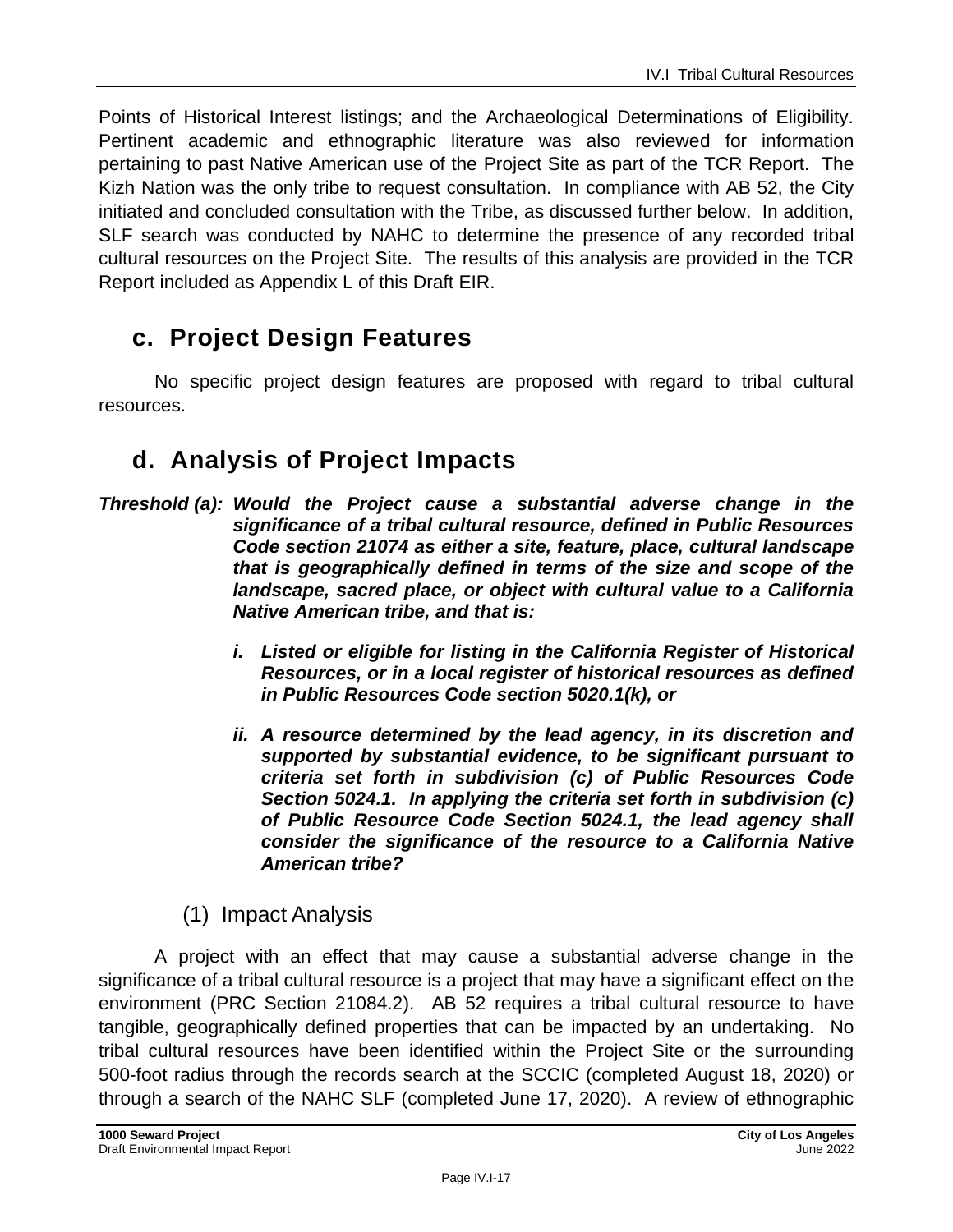Points of Historical Interest listings; and the Archaeological Determinations of Eligibility. Pertinent academic and ethnographic literature was also reviewed for information pertaining to past Native American use of the Project Site as part of the TCR Report. The Kizh Nation was the only tribe to request consultation. In compliance with AB 52, the City initiated and concluded consultation with the Tribe, as discussed further below. In addition, SLF search was conducted by NAHC to determine the presence of any recorded tribal cultural resources on the Project Site. The results of this analysis are provided in the TCR Report included as Appendix L of this Draft EIR.

## c. Project Design Features

No specific project design features are proposed with regard to tribal cultural resources.

## d. Analysis of Project Impacts

***Threshold (a): Would the Project cause a substantial adverse change in the significance of a tribal cultural resource, defined in Public Resources Code section 21074 as either a site, feature, place, cultural landscape that is geographically defined in terms of the size and scope of the landscape, sacred place, or object with cultural value to a California Native American tribe, and that is:***

- ***i. Listed or eligible for listing in the California Register of Historical Resources, or in a local register of historical resources as defined in Public Resources Code section 5020.1(k), or***
- ***ii. A resource determined by the lead agency, in its discretion and supported by substantial evidence, to be significant pursuant to criteria set forth in subdivision (c) of Public Resources Code Section 5024.1. In applying the criteria set forth in subdivision (c) of Public Resource Code Section 5024.1, the lead agency shall consider the significance of the resource to a California Native American tribe?***

### (1) Impact Analysis

A project with an effect that may cause a substantial adverse change in the significance of a tribal cultural resource is a project that may have a significant effect on the environment (PRC Section 21084.2). AB 52 requires a tribal cultural resource to have tangible, geographically defined properties that can be impacted by an undertaking. No tribal cultural resources have been identified within the Project Site or the surrounding 500-foot radius through the records search at the SCCIC (completed August 18, 2020) or through a search of the NAHC SLF (completed June 17, 2020). A review of ethnographic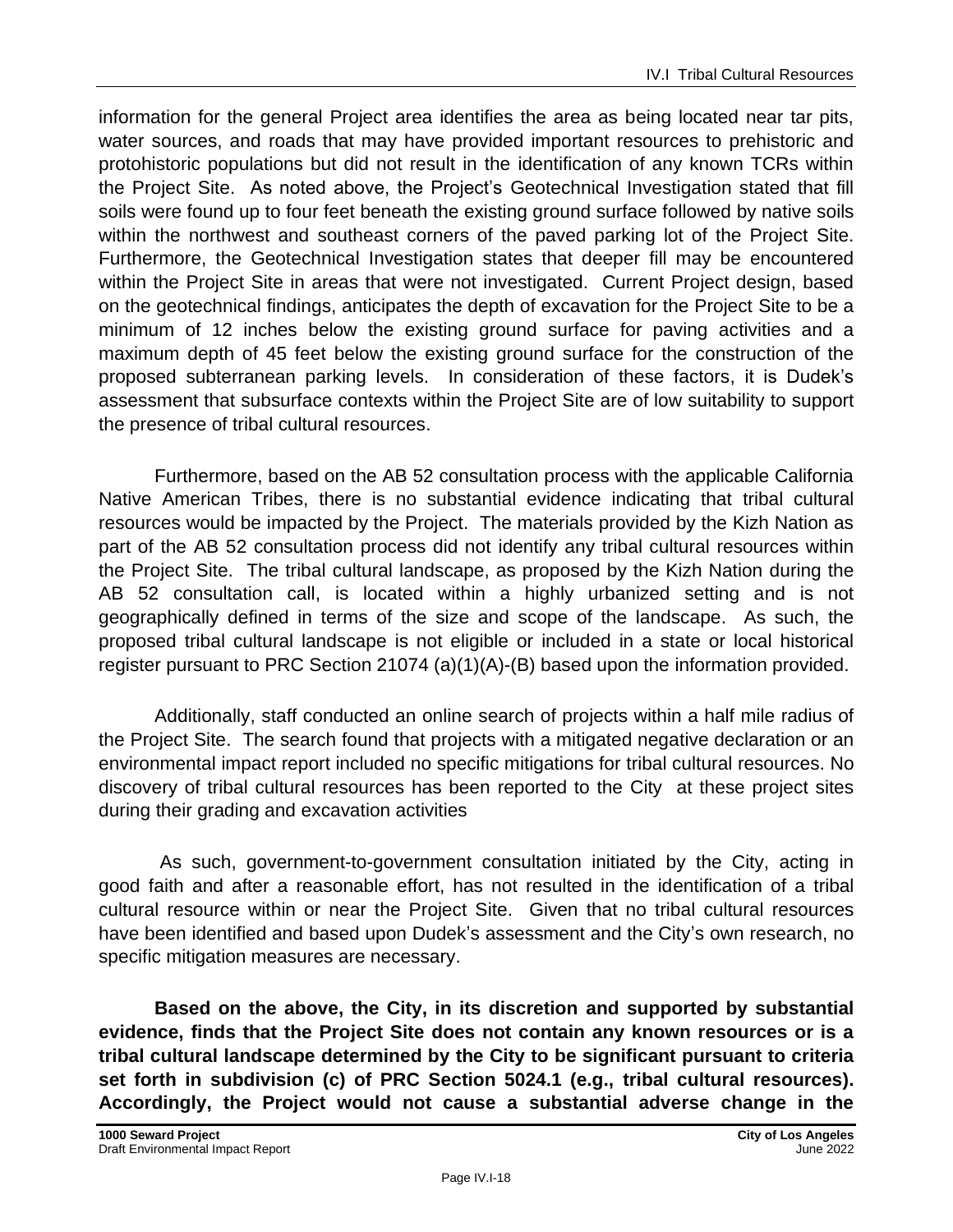information for the general Project area identifies the area as being located near tar pits, water sources, and roads that may have provided important resources to prehistoric and protohistoric populations but did not result in the identification of any known TCRs within the Project Site. As noted above, the Project's Geotechnical Investigation stated that fill soils were found up to four feet beneath the existing ground surface followed by native soils within the northwest and southeast corners of the paved parking lot of the Project Site. Furthermore, the Geotechnical Investigation states that deeper fill may be encountered within the Project Site in areas that were not investigated. Current Project design, based on the geotechnical findings, anticipates the depth of excavation for the Project Site to be a minimum of 12 inches below the existing ground surface for paving activities and a maximum depth of 45 feet below the existing ground surface for the construction of the proposed subterranean parking levels. In consideration of these factors, it is Dudek's assessment that subsurface contexts within the Project Site are of low suitability to support the presence of tribal cultural resources.

Furthermore, based on the AB 52 consultation process with the applicable California Native American Tribes, there is no substantial evidence indicating that tribal cultural resources would be impacted by the Project. The materials provided by the Kizh Nation as part of the AB 52 consultation process did not identify any tribal cultural resources within the Project Site. The tribal cultural landscape, as proposed by the Kizh Nation during the AB 52 consultation call, is located within a highly urbanized setting and is not geographically defined in terms of the size and scope of the landscape. As such, the proposed tribal cultural landscape is not eligible or included in a state or local historical register pursuant to PRC Section 21074 (a)(1)(A)-(B) based upon the information provided.

Additionally, staff conducted an online search of projects within a half mile radius of the Project Site. The search found that projects with a mitigated negative declaration or an environmental impact report included no specific mitigations for tribal cultural resources. No discovery of tribal cultural resources has been reported to the City at these project sites during their grading and excavation activities

As such, government-to-government consultation initiated by the City, acting in good faith and after a reasonable effort, has not resulted in the identification of a tribal cultural resource within or near the Project Site. Given that no tribal cultural resources have been identified and based upon Dudek's assessment and the City's own research, no specific mitigation measures are necessary.

**Based on the above, the City, in its discretion and supported by substantial evidence, finds that the Project Site does not contain any known resources or is a tribal cultural landscape determined by the City to be significant pursuant to criteria set forth in subdivision (c) of PRC Section 5024.1 (e.g., tribal cultural resources). Accordingly, the Project would not cause a substantial adverse change in the**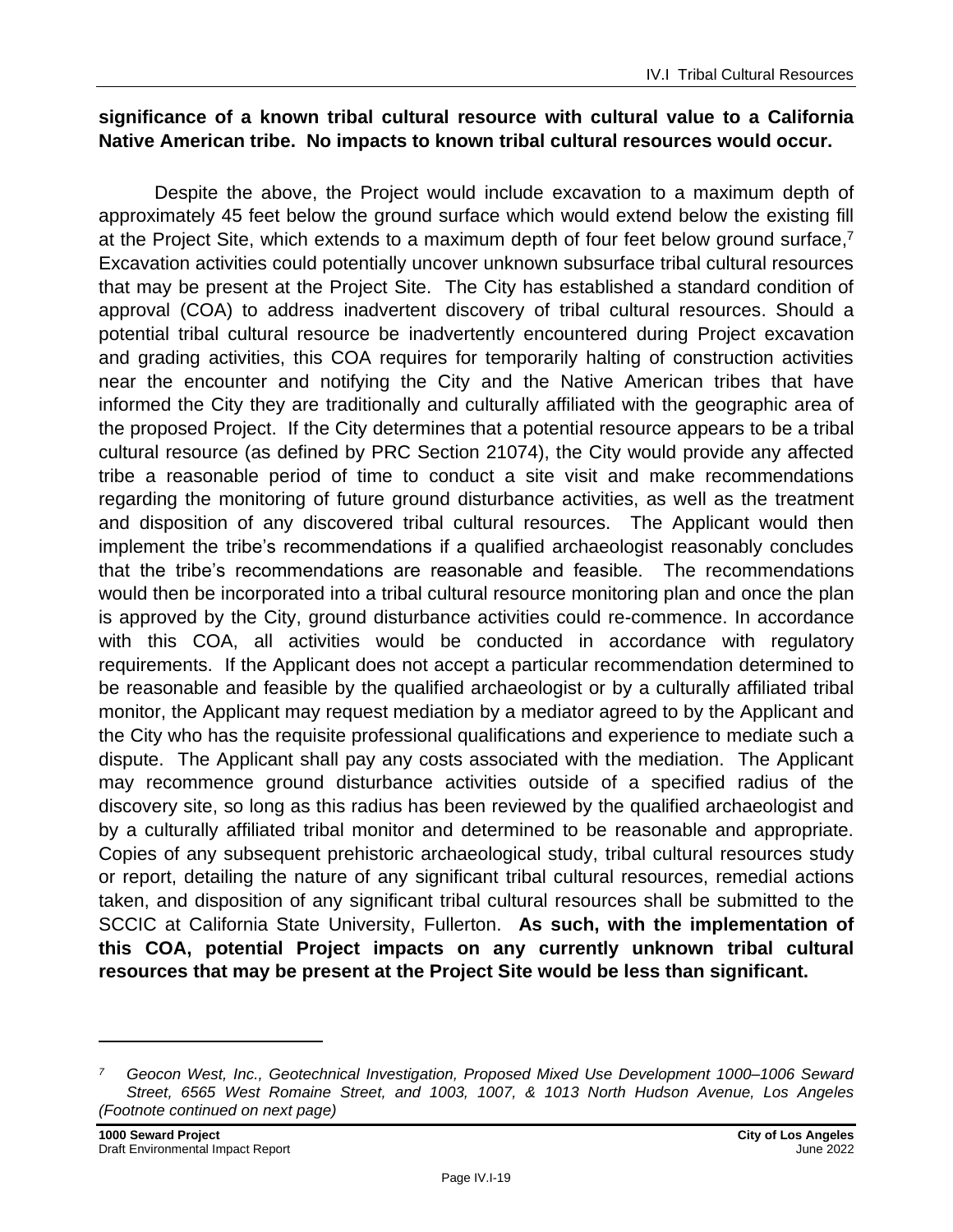**significance of a known tribal cultural resource with cultural value to a California Native American tribe. No impacts to known tribal cultural resources would occur.**

Despite the above, the Project would include excavation to a maximum depth of approximately 45 feet below the ground surface which would extend below the existing fill at the Project Site, which extends to a maximum depth of four feet below ground surface,[7] Excavation activities could potentially uncover unknown subsurface tribal cultural resources that may be present at the Project Site. The City has established a standard condition of approval (COA) to address inadvertent discovery of tribal cultural resources. Should a potential tribal cultural resource be inadvertently encountered during Project excavation and grading activities, this COA requires for temporarily halting of construction activities near the encounter and notifying the City and the Native American tribes that have informed the City they are traditionally and culturally affiliated with the geographic area of the proposed Project. If the City determines that a potential resource appears to be a tribal cultural resource (as defined by PRC Section 21074), the City would provide any affected tribe a reasonable period of time to conduct a site visit and make recommendations regarding the monitoring of future ground disturbance activities, as well as the treatment and disposition of any discovered tribal cultural resources. The Applicant would then implement the tribe's recommendations if a qualified archaeologist reasonably concludes that the tribe's recommendations are reasonable and feasible. The recommendations would then be incorporated into a tribal cultural resource monitoring plan and once the plan is approved by the City, ground disturbance activities could re-commence. In accordance with this COA, all activities would be conducted in accordance with regulatory requirements. If the Applicant does not accept a particular recommendation determined to be reasonable and feasible by the qualified archaeologist or by a culturally affiliated tribal monitor, the Applicant may request mediation by a mediator agreed to by the Applicant and the City who has the requisite professional qualifications and experience to mediate such a dispute. The Applicant shall pay any costs associated with the mediation. The Applicant may recommence ground disturbance activities outside of a specified radius of the discovery site, so long as this radius has been reviewed by the qualified archaeologist and by a culturally affiliated tribal monitor and determined to be reasonable and appropriate. Copies of any subsequent prehistoric archaeological study, tribal cultural resources study or report, detailing the nature of any significant tribal cultural resources, remedial actions taken, and disposition of any significant tribal cultural resources shall be submitted to the SCCIC at California State University, Fullerton. **As such, with the implementation of this COA, potential Project impacts on any currently unknown tribal cultural resources that may be present at the Project Site would be less than significant.**

---

[7] *Geocon West, Inc., Geotechnical Investigation, Proposed Mixed Use Development 1000–1006 Seward Street, 6565 West Romaine Street, and 1003, 1007, & 1013 North Hudson Avenue, Los Angeles (Footnote continued on next page)*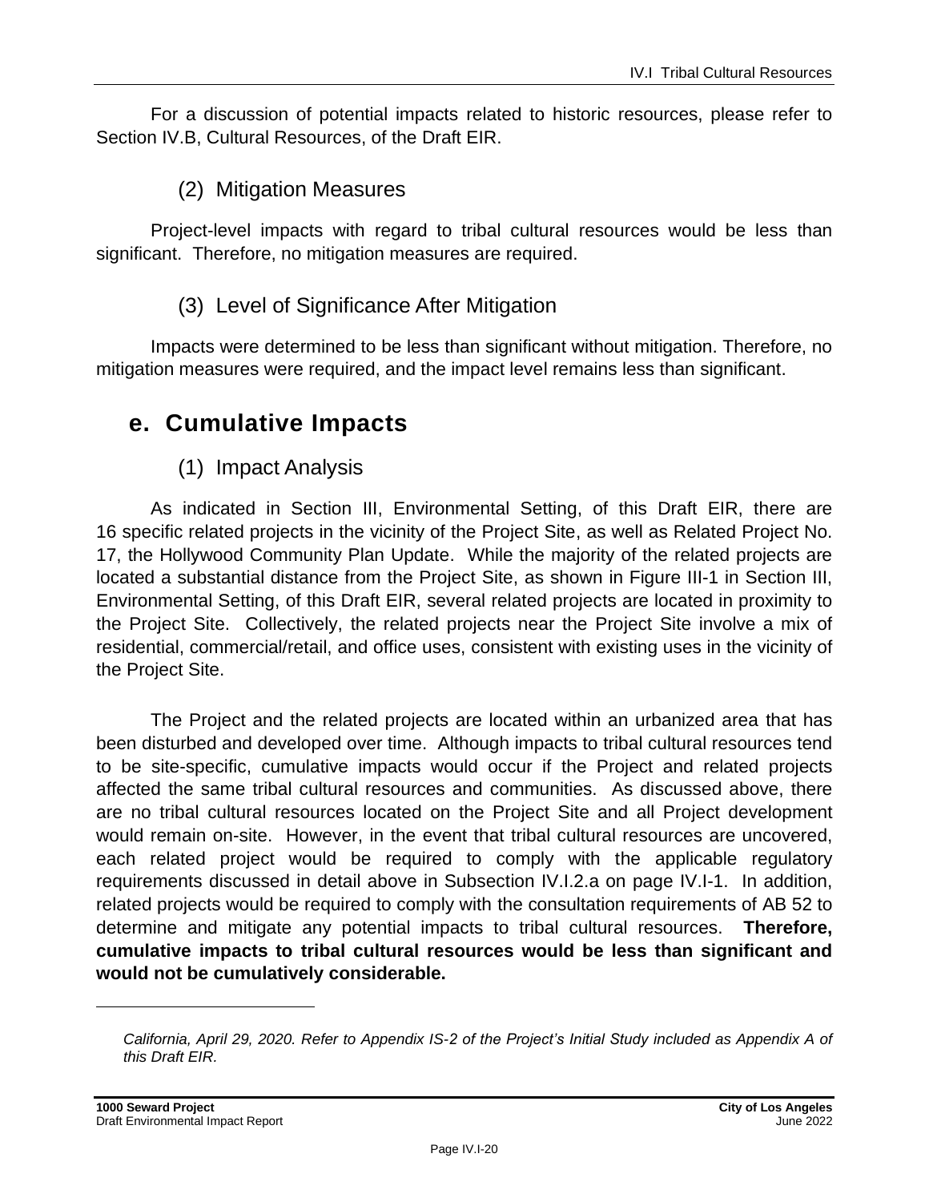For a discussion of potential impacts related to historic resources, please refer to Section IV.B, Cultural Resources, of the Draft EIR.

### (2) Mitigation Measures

Project-level impacts with regard to tribal cultural resources would be less than significant. Therefore, no mitigation measures are required.

### (3) Level of Significance After Mitigation

Impacts were determined to be less than significant without mitigation. Therefore, no mitigation measures were required, and the impact level remains less than significant.

## e. Cumulative Impacts

### (1) Impact Analysis

As indicated in Section III, Environmental Setting, of this Draft EIR, there are 16 specific related projects in the vicinity of the Project Site, as well as Related Project No. 17, the Hollywood Community Plan Update. While the majority of the related projects are located a substantial distance from the Project Site, as shown in Figure III-1 in Section III, Environmental Setting, of this Draft EIR, several related projects are located in proximity to the Project Site. Collectively, the related projects near the Project Site involve a mix of residential, commercial/retail, and office uses, consistent with existing uses in the vicinity of the Project Site.

The Project and the related projects are located within an urbanized area that has been disturbed and developed over time. Although impacts to tribal cultural resources tend to be site-specific, cumulative impacts would occur if the Project and related projects affected the same tribal cultural resources and communities. As discussed above, there are no tribal cultural resources located on the Project Site and all Project development would remain on-site. However, in the event that tribal cultural resources are uncovered, each related project would be required to comply with the applicable regulatory requirements discussed in detail above in Subsection IV.I.2.a on page IV.I-1. In addition, related projects would be required to comply with the consultation requirements of AB 52 to determine and mitigate any potential impacts to tribal cultural resources. **Therefore, cumulative impacts to tribal cultural resources would be less than significant and would not be cumulatively considerable.**

---

*California, April 29, 2020. Refer to Appendix IS-2 of the Project's Initial Study included as Appendix A of this Draft EIR.*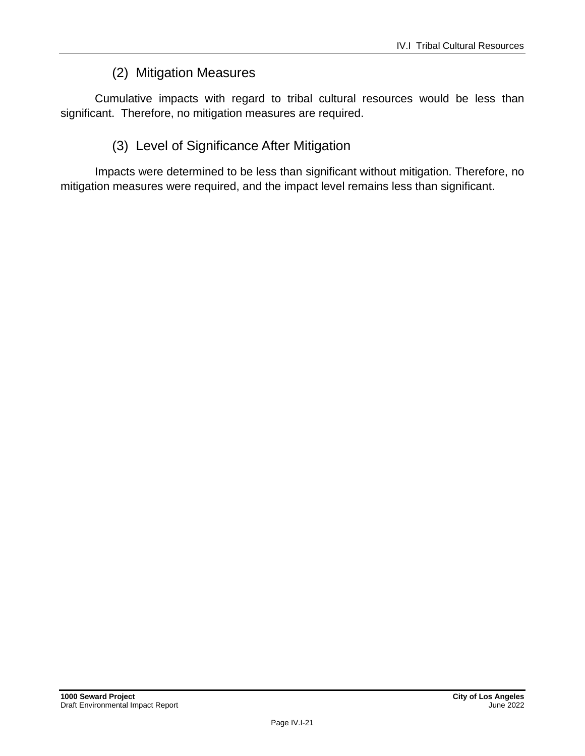### (2) Mitigation Measures

Cumulative impacts with regard to tribal cultural resources would be less than significant. Therefore, no mitigation measures are required.

### (3) Level of Significance After Mitigation

Impacts were determined to be less than significant without mitigation. Therefore, no mitigation measures were required, and the impact level remains less than significant.